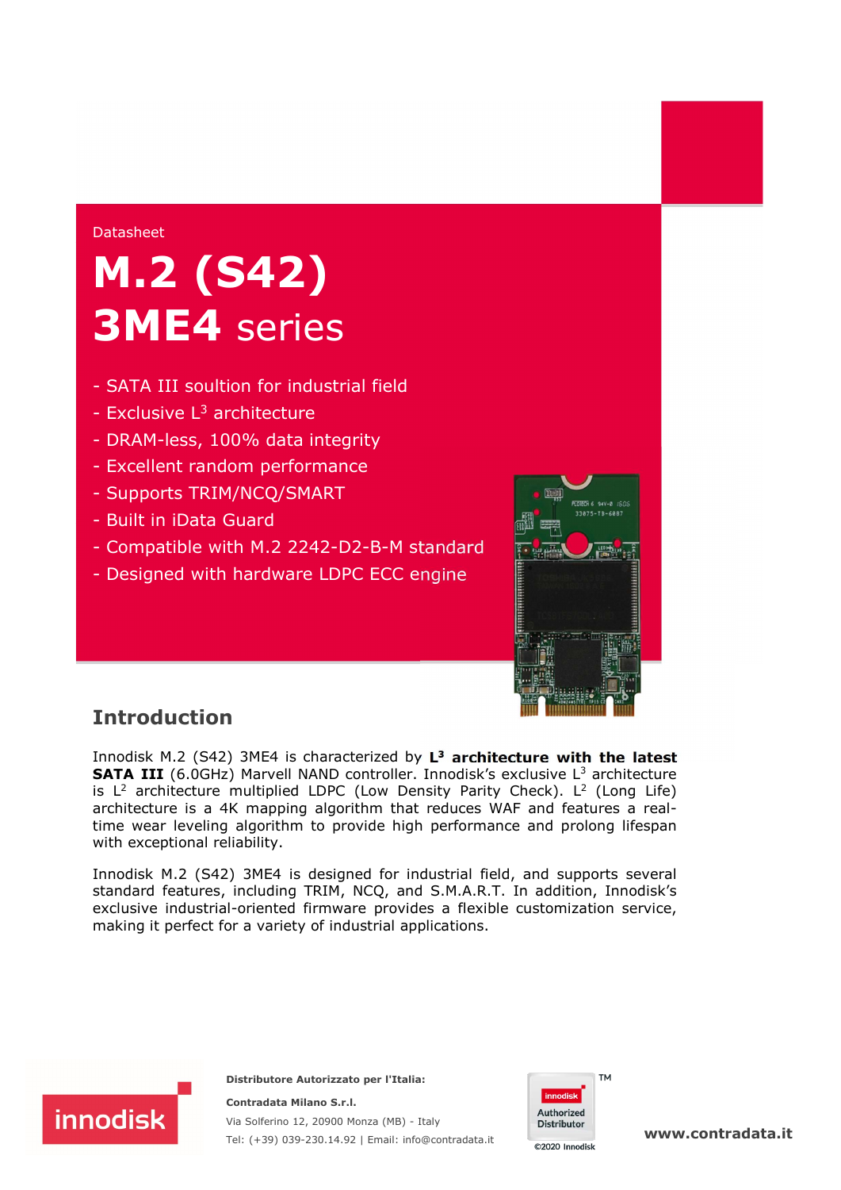Datasheet

# M.2 (S42) 3ME4 series

- SATA III soultion for industrial field
- Exclusive L³ architecture
- DRAM-less, 100% data integrity
- Excellent random performance
- Supports TRIM/NCQ/SMART
- Built in iData Guard
- Compatible with M.2 2242-D2-B-M standard
- Designed with hardware LDPC ECC engine

## Introduction

Innodisk M.2 (S42) 3ME4 is characterized by **L³ architecture with the latest SATA III** (6.0GHz) Marvell NAND controller. Innodisk's exclusive L³ architecture is L² architecture multiplied LDPC (Low Density Parity Check). L² (Long Life) architecture is a 4K mapping algorithm that reduces WAF and features a real-time wear leveling algorithm to provide high performance and prolong lifespan with exceptional reliability.

Innodisk M.2 (S42) 3ME4 is designed for industrial field, and supports several standard features, including TRIM, NCQ, and S.M.A.R.T. In addition, Innodisk's exclusive industrial-oriented firmware provides a flexible customization service, making it perfect for a variety of industrial applications.

**Distributore Autorizzato per l'Italia:**

**Contradata Milano S.r.l.**

Via Solferino 12, 20900 Monza (MB) - Italy

Tel: (+39) 039-230.14.92 | Email: info@contradata.it

innodisk Authorized Distributor ©2020 Innodisk

**www.contradata.it**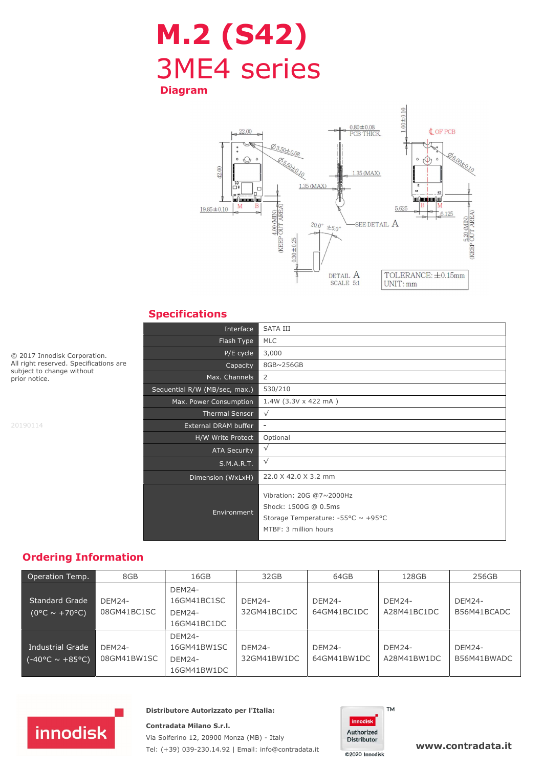// M.2 (S42)

# 3ME4 series

## Diagram

22.00
42.00
19.85±0.10
M B
Ø3.50±0.08
Ø5.50±0.10
4.00 (MIN)
(KEEP OUT AREA)
0.80±0.08
PCB THICK.
1.35 (MAX)
1.35 (MAX)
20.0° ±5.0°
0.30±0.25
SEE DETAIL A
DETAIL A
SCALE 5:1
1.00±0.10
℄ OF PCB
Ø6.00±0.10
5.625
B M
6.125
5.20 (MIN)
(KEEP OUT AREA)
TOLERANCE: ±0.15mm
UNIT: mm

© 2017 Innodisk Corporation.
All right reserved. Specifications are subject to change without prior notice.

20190114

## Specifications

| | |
|---|---|
| Interface | SATA III |
| Flash Type | MLC |
| P/E cycle | 3,000 |
| Capacity | 8GB~256GB |
| Max. Channels | 2 |
| Sequential R/W (MB/sec, max.) | 530/210 |
| Max. Power Consumption | 1.4W (3.3V x 422 mA ) |
| Thermal Sensor | √ |
| External DRAM buffer | - |
| H/W Write Protect | Optional |
| ATA Security | √ |
| S.M.A.R.T. | √ |
| Dimension (WxLxH) | 22.0 X 42.0 X 3.2 mm |
| Environment | Vibration: 20G @7~2000Hz<br>Shock: 1500G @ 0.5ms<br>Storage Temperature: -55°C ~ +95°C<br>MTBF: 3 million hours |

## Ordering Information

| Operation Temp. | 8GB | 16GB | 32GB | 64GB | 128GB | 256GB |
|---|---|---|---|---|---|---|
| Standard Grade (0°C ~ +70°C) | DEM24-08GM41BC1SC | DEM24-16GM41BC1SC<br>DEM24-16GM41BC1DC | DEM24-32GM41BC1DC | DEM24-64GM41BC1DC | DEM24-A28M41BC1DC | DEM24-B56M41BCADC |
| Industrial Grade (-40°C ~ +85°C) | DEM24-08GM41BW1SC | DEM24-16GM41BW1SC<br>DEM24-16GM41BW1DC | DEM24-32GM41BW1DC | DEM24-64GM41BW1DC | DEM24-A28M41BW1DC | DEM24-B56M41BWADC |

innodisk

**Distributore Autorizzato per l'Italia:**

**Contradata Milano S.r.l.**
Via Solferino 12, 20900 Monza (MB) - Italy
Tel: (+39) 039-230.14.92 | Email: info@contradata.it

innodisk Authorized Distributor ™
©2020 Innodisk

**www.contradata.it**